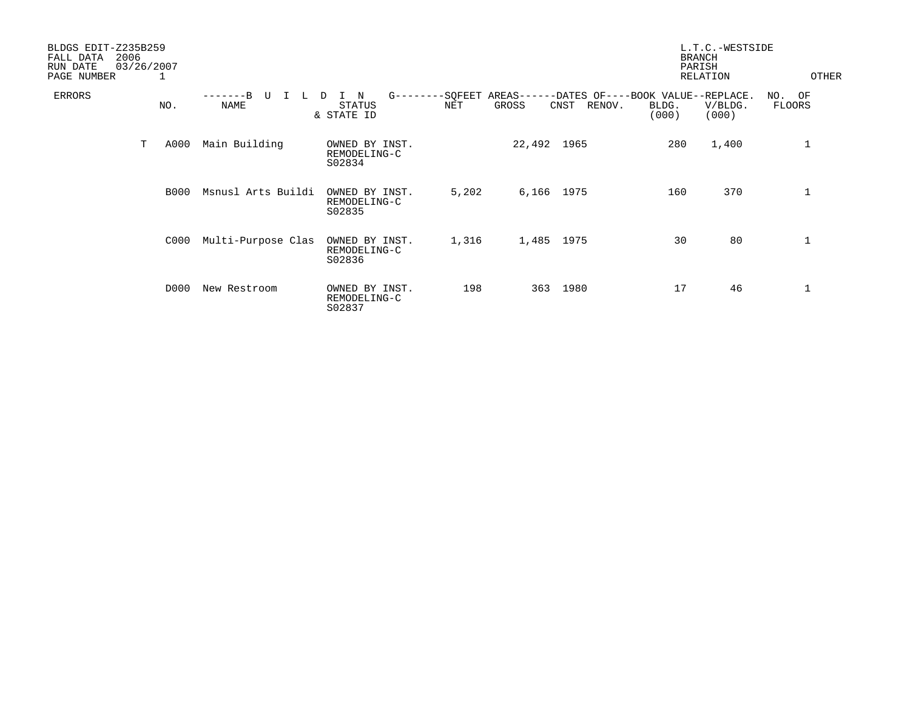BLDGS EDIT-Z235B259
FALL DATA 2006
RUN DATE 03/26/2007
PAGE NUMBER 1

L.T.C.-WESTSIDE
BRANCH
PARISH
RELATION

OTHER

| ERRORS | NO. | NAME | STATUS & STATE ID | SQFEET AREAS NET | SQFEET AREAS GROSS | DATES OF CNST | DATES OF RENOV. | BOOK VALUE BLDG. (000) | REPLACE. V/BLDG. (000) | NO. OF FLOORS |
|---|---|---|---|---|---|---|---|---|---|---|
| T | A000 | Main Building | OWNED BY INST. REMODELING-C S02834 | | 22,492 | 1965 | | 280 | 1,400 | 1 |
| | B000 | Msnusl Arts Buildi | OWNED BY INST. REMODELING-C S02835 | 5,202 | 6,166 | 1975 | | 160 | 370 | 1 |
| | C000 | Multi-Purpose Clas | OWNED BY INST. REMODELING-C S02836 | 1,316 | 1,485 | 1975 | | 30 | 80 | 1 |
| | D000 | New Restroom | OWNED BY INST. REMODELING-C S02837 | 198 | 363 | 1980 | | 17 | 46 | 1 |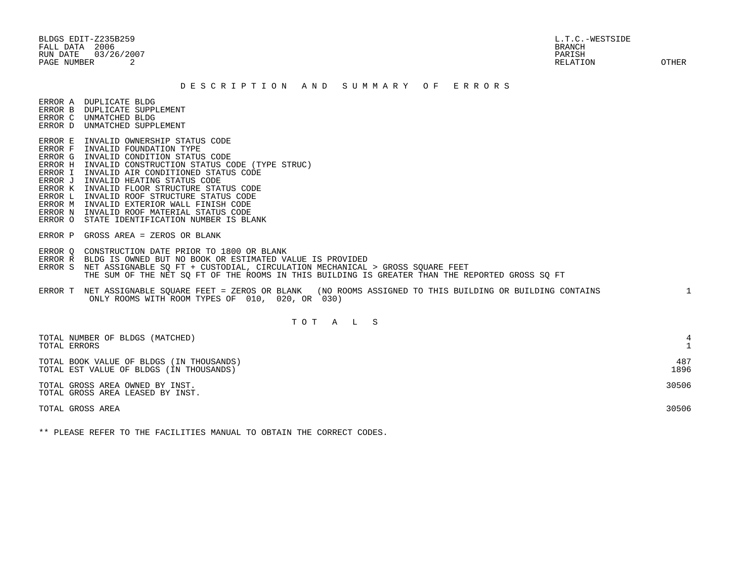BLDGS EDIT-Z235B259
FALL DATA 2006
RUN DATE 03/26/2007
PAGE NUMBER 2

L.T.C.-WESTSIDE
BRANCH
PARISH
RELATION OTHER

## D E S C R I P T I O N   A N D   S U M M A R Y   O F   E R R O R S

ERROR A DUPLICATE BLDG
ERROR B DUPLICATE SUPPLEMENT
ERROR C UNMATCHED BLDG
ERROR D UNMATCHED SUPPLEMENT

ERROR E INVALID OWNERSHIP STATUS CODE
ERROR F INVALID FOUNDATION TYPE
ERROR G INVALID CONDITION STATUS CODE
ERROR H INVALID CONSTRUCTION STATUS CODE (TYPE STRUC)
ERROR I INVALID AIR CONDITIONED STATUS CODE
ERROR J INVALID HEATING STATUS CODE
ERROR K INVALID FLOOR STRUCTURE STATUS CODE
ERROR L INVALID ROOF STRUCTURE STATUS CODE
ERROR M INVALID EXTERIOR WALL FINISH CODE
ERROR N INVALID ROOF MATERIAL STATUS CODE
ERROR O STATE IDENTIFICATION NUMBER IS BLANK

ERROR P GROSS AREA = ZEROS OR BLANK

ERROR Q CONSTRUCTION DATE PRIOR TO 1800 OR BLANK
ERROR R BLDG IS OWNED BUT NO BOOK OR ESTIMATED VALUE IS PROVIDED
ERROR S NET ASSIGNABLE SQ FT + CUSTODIAL, CIRCULATION MECHANICAL > GROSS SQUARE FEET
THE SUM OF THE NET SQ FT OF THE ROOMS IN THIS BUILDING IS GREATER THAN THE REPORTED GROSS SQ FT

ERROR T NET ASSIGNABLE SQUARE FEET = ZEROS OR BLANK (NO ROOMS ASSIGNED TO THIS BUILDING OR BUILDING CONTAINS ONLY ROOMS WITH ROOM TYPES OF 010, 020, OR 030) 1

## T O T A L S

| | |
|---|---|
| TOTAL NUMBER OF BLDGS (MATCHED) | 4 |
| TOTAL ERRORS | 1 |
| TOTAL BOOK VALUE OF BLDGS (IN THOUSANDS) | 487 |
| TOTAL EST VALUE OF BLDGS (IN THOUSANDS) | 1896 |
| TOTAL GROSS AREA OWNED BY INST. | 30506 |
| TOTAL GROSS AREA LEASED BY INST. | |
| TOTAL GROSS AREA | 30506 |

** PLEASE REFER TO THE FACILITIES MANUAL TO OBTAIN THE CORRECT CODES.